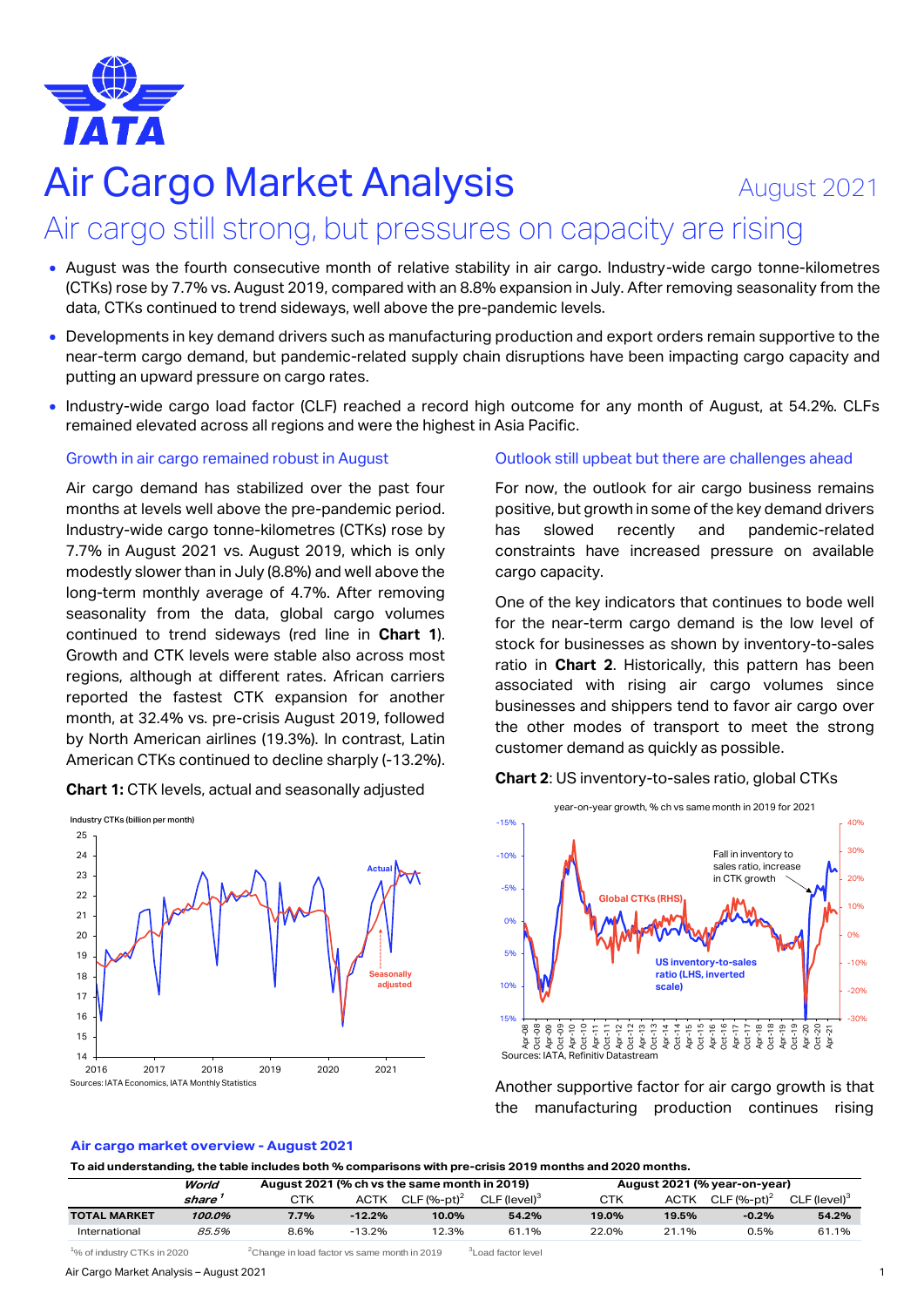# Air Cargo Market Analysis

August 2021

## Air cargo still strong, but pressures on capacity are rising

- August was the fourth consecutive month of relative stability in air cargo. Industry-wide cargo tonne-kilometres (CTKs) rose by 7.7% vs. August 2019, compared with an 8.8% expansion in July. After removing seasonality from the data, CTKs continued to trend sideways, well above the pre-pandemic levels.
- Developments in key demand drivers such as manufacturing production and export orders remain supportive to the near-term cargo demand, but pandemic-related supply chain disruptions have been impacting cargo capacity and putting an upward pressure on cargo rates.
- Industry-wide cargo load factor (CLF) reached a record high outcome for any month of August, at 54.2%. CLFs remained elevated across all regions and were the highest in Asia Pacific.

### Growth in air cargo remained robust in August

Air cargo demand has stabilized over the past four months at levels well above the pre-pandemic period. Industry-wide cargo tonne-kilometres (CTKs) rose by 7.7% in August 2021 vs. August 2019, which is only modestly slower than in July (8.8%) and well above the long-term monthly average of 4.7%. After removing seasonality from the data, global cargo volumes continued to trend sideways (red line in **Chart 1**). Growth and CTK levels were stable also across most regions, although at different rates. African carriers reported the fastest CTK expansion for another month, at 32.4% vs. pre-crisis August 2019, followed by North American airlines (19.3%). In contrast, Latin American CTKs continued to decline sharply (-13.2%).

**Chart 1:** CTK levels, actual and seasonally adjusted

Sources: IATA Economics, IATA Monthly Statistics

### Outlook still upbeat but there are challenges ahead

For now, the outlook for air cargo business remains positive, but growth in some of the key demand drivers has slowed recently and pandemic-related constraints have increased pressure on available cargo capacity.

One of the key indicators that continues to bode well for the near-term cargo demand is the low level of stock for businesses as shown by inventory-to-sales ratio in **Chart 2**. Historically, this pattern has been associated with rising air cargo volumes since businesses and shippers tend to favor air cargo over the other modes of transport to meet the strong customer demand as quickly as possible.

**Chart 2**: US inventory-to-sales ratio, global CTKs

Sources: IATA, Refinitiv Datastream

Another supportive factor for air cargo growth is that the manufacturing production continues rising

**Air cargo market overview - August 2021**

**To aid understanding, the table includes both % comparisons with pre-crisis 2019 months and 2020 months.**

| | *World share* [1] | August 2021 (% ch vs the same month in 2019) | | | | August 2021 (% year-on-year) | | | |
|---|---|---|---|---|---|---|---|---|---|
| | | CTK | ACTK | CLF (%-pt)[2] | CLF (level)[3] | CTK | ACTK | CLF (%-pt)[2] | CLF (level)[3] |
| **TOTAL MARKET** | ***100.0%*** | **7.7%** | **-12.2%** | **10.0%** | **54.2%** | **19.0%** | **19.5%** | **-0.2%** | **54.2%** |
| International | *85.5%* | 8.6% | -13.2% | 12.3% | 61.1% | 22.0% | 21.1% | 0.5% | 61.1% |

[1]% of industry CTKs in 2020 [2]Change in load factor vs same month in 2019 [3]Load factor level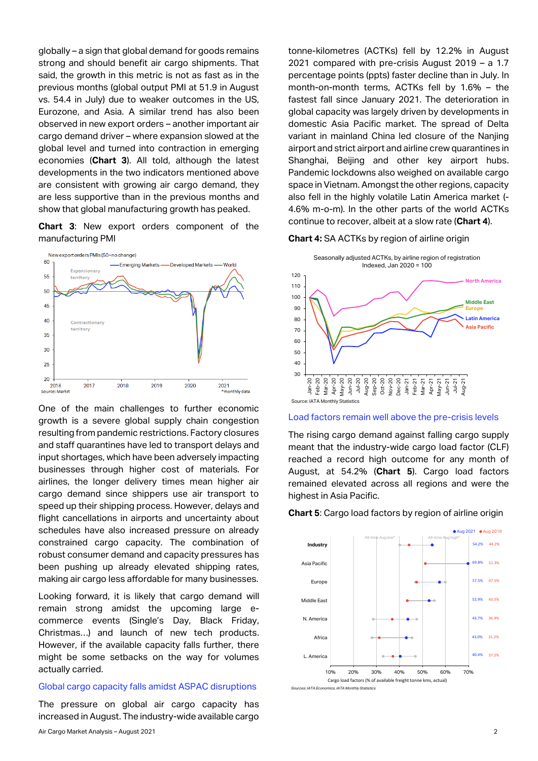globally – a sign that global demand for goods remains strong and should benefit air cargo shipments. That said, the growth in this metric is not as fast as in the previous months (global output PMI at 51.9 in August vs. 54.4 in July) due to weaker outcomes in the US, Eurozone, and Asia. A similar trend has also been observed in new export orders – another important air cargo demand driver – where expansion slowed at the global level and turned into contraction in emerging economies (**Chart 3**). All told, although the latest developments in the two indicators mentioned above are consistent with growing air cargo demand, they are less supportive than in the previous months and show that global manufacturing growth has peaked.

**Chart 3**: New export orders component of the manufacturing PMI

One of the main challenges to further economic growth is a severe global supply chain congestion resulting from pandemic restrictions. Factory closures and staff quarantines have led to transport delays and input shortages, which have been adversely impacting businesses through higher cost of materials. For airlines, the longer delivery times mean higher air cargo demand since shippers use air transport to speed up their shipping process. However, delays and flight cancellations in airports and uncertainty about schedules have also increased pressure on already constrained cargo capacity. The combination of robust consumer demand and capacity pressures has been pushing up already elevated shipping rates, making air cargo less affordable for many businesses.

Looking forward, it is likely that cargo demand will remain strong amidst the upcoming large e-commerce events (Single's Day, Black Friday, Christmas…) and launch of new tech products. However, if the available capacity falls further, there might be some setbacks on the way for volumes actually carried.

## Global cargo capacity falls amidst ASPAC disruptions

The pressure on global air cargo capacity has increased in August. The industry-wide available cargo tonne-kilometres (ACTKs) fell by 12.2% in August 2021 compared with pre-crisis August 2019 – a 1.7 percentage points (ppts) faster decline than in July. In month-on-month terms, ACTKs fell by 1.6% – the fastest fall since January 2021. The deterioration in global capacity was largely driven by developments in domestic Asia Pacific market. The spread of Delta variant in mainland China led closure of the Nanjing airport and strict airport and airline crew quarantines in Shanghai, Beijing and other key airport hubs. Pandemic lockdowns also weighed on available cargo space in Vietnam. Amongst the other regions, capacity also fell in the highly volatile Latin America market (-4.6% m-o-m). In the other parts of the world ACTKs continue to recover, albeit at a slow rate (**Chart 4**).

**Chart 4:** SA ACTKs by region of airline origin

## Load factors remain well above the pre-crisis levels

The rising cargo demand against falling cargo supply meant that the industry-wide cargo load factor (CLF) reached a record high outcome for any month of August, at 54.2% (**Chart 5**). Cargo load factors remained elevated across all regions and were the highest in Asia Pacific.

**Chart 5**: Cargo load factors by region of airline origin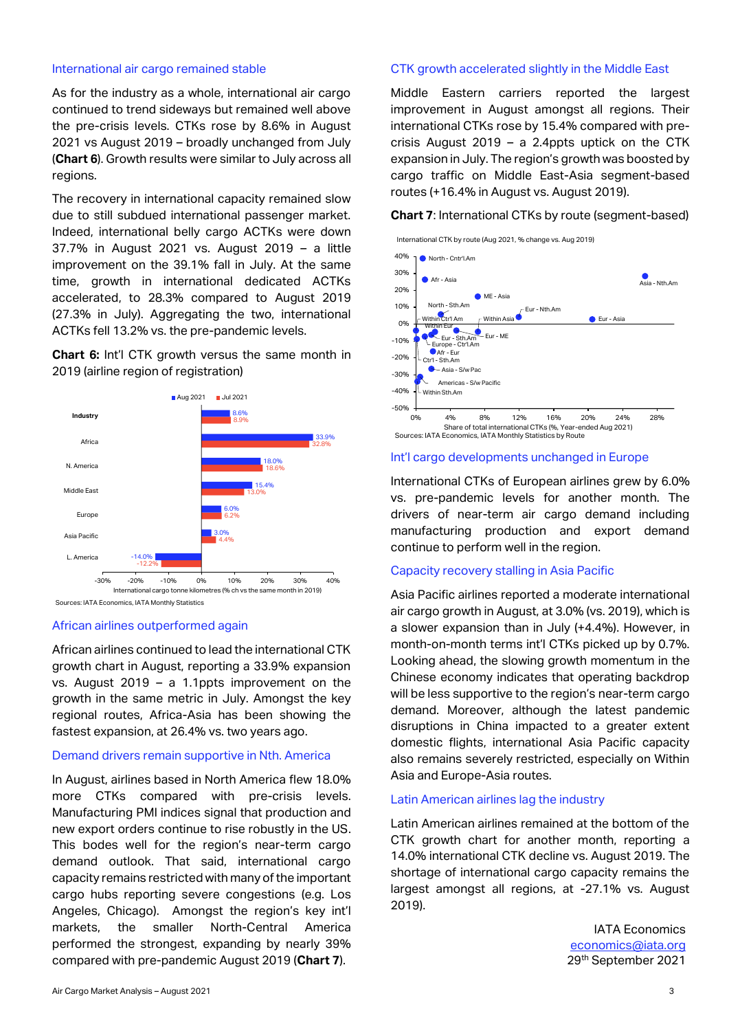## International air cargo remained stable

As for the industry as a whole, international air cargo continued to trend sideways but remained well above the pre-crisis levels. CTKs rose by 8.6% in August 2021 vs August 2019 – broadly unchanged from July (**Chart 6**). Growth results were similar to July across all regions.

The recovery in international capacity remained slow due to still subdued international passenger market. Indeed, international belly cargo ACTKs were down 37.7% in August 2021 vs. August 2019 – a little improvement on the 39.1% fall in July. At the same time, growth in international dedicated ACTKs accelerated, to 28.3% compared to August 2019 (27.3% in July). Aggregating the two, international ACTKs fell 13.2% vs. the pre-pandemic levels.

**Chart 6:** Int'l CTK growth versus the same month in 2019 (airline region of registration)

| Region | Aug 2021 | Jul 2021 |
|---|---|---|
| Industry | 8.6% | 8.9% |
| Africa | 33.9% | 32.8% |
| N. America | 18.0% | 18.6% |
| Middle East | 15.4% | 13.0% |
| Europe | 6.0% | 6.2% |
| Asia Pacific | 3.0% | 4.4% |
| L. America | -14.0% | -12.2% |

International cargo tonne kilometres (% ch vs the same month in 2019)

Sources: IATA Economics, IATA Monthly Statistics

## African airlines outperformed again

African airlines continued to lead the international CTK growth chart in August, reporting a 33.9% expansion vs. August 2019 – a 1.1ppts improvement on the growth in the same metric in July. Amongst the key regional routes, Africa-Asia has been showing the fastest expansion, at 26.4% vs. two years ago.

## Demand drivers remain supportive in Nth. America

In August, airlines based in North America flew 18.0% more CTKs compared with pre-crisis levels. Manufacturing PMI indices signal that production and new export orders continue to rise robustly in the US. This bodes well for the region's near-term cargo demand outlook. That said, international cargo capacity remains restricted with many of the important cargo hubs reporting severe congestions (e.g. Los Angeles, Chicago). Amongst the region's key int'l markets, the smaller North-Central America performed the strongest, expanding by nearly 39% compared with pre-pandemic August 2019 (**Chart 7**).

## CTK growth accelerated slightly in the Middle East

Middle Eastern carriers reported the largest improvement in August amongst all regions. Their international CTKs rose by 15.4% compared with pre-crisis August 2019 – a 2.4ppts uptick on the CTK expansion in July. The region's growth was boosted by cargo traffic on Middle East-Asia segment-based routes (+16.4% in August vs. August 2019).

**Chart 7**: International CTKs by route (segment-based)

International CTK by route (Aug 2021, % change vs. Aug 2019)

Data points (x: Share of total international CTKs (%, Year-ended Aug 2021); y: % change vs. Aug 2019): North - Cntr'l.Am, Afr - Asia, ME - Asia, North - Sth.Am, Within Ctr'l Am, Within Eur, Within Asia, Eur - Nth.Am, Eur - Asia, Asia - Nth.Am, Eur - Sth.Am, Europe - Ctr'l.Am, Eur - ME, Afr - Eur, Ctr'l - Sth.Am, Asia - S/w Pac, Americas - S/w Pacific, Within Sth.Am

Sources: IATA Economics, IATA Monthly Statistics by Route

## Int'l cargo developments unchanged in Europe

International CTKs of European airlines grew by 6.0% vs. pre-pandemic levels for another month. The drivers of near-term air cargo demand including manufacturing production and export demand continue to perform well in the region.

## Capacity recovery stalling in Asia Pacific

Asia Pacific airlines reported a moderate international air cargo growth in August, at 3.0% (vs. 2019), which is a slower expansion than in July (+4.4%). However, in month-on-month terms int'l CTKs picked up by 0.7%. Looking ahead, the slowing growth momentum in the Chinese economy indicates that operating backdrop will be less supportive to the region's near-term cargo demand. Moreover, although the latest pandemic disruptions in China impacted to a greater extent domestic flights, international Asia Pacific capacity also remains severely restricted, especially on Within Asia and Europe-Asia routes.

## Latin American airlines lag the industry

Latin American airlines remained at the bottom of the CTK growth chart for another month, reporting a 14.0% international CTK decline vs. August 2019. The shortage of international cargo capacity remains the largest amongst all regions, at -27.1% vs. August 2019).

IATA Economics
economics@iata.org
29th September 2021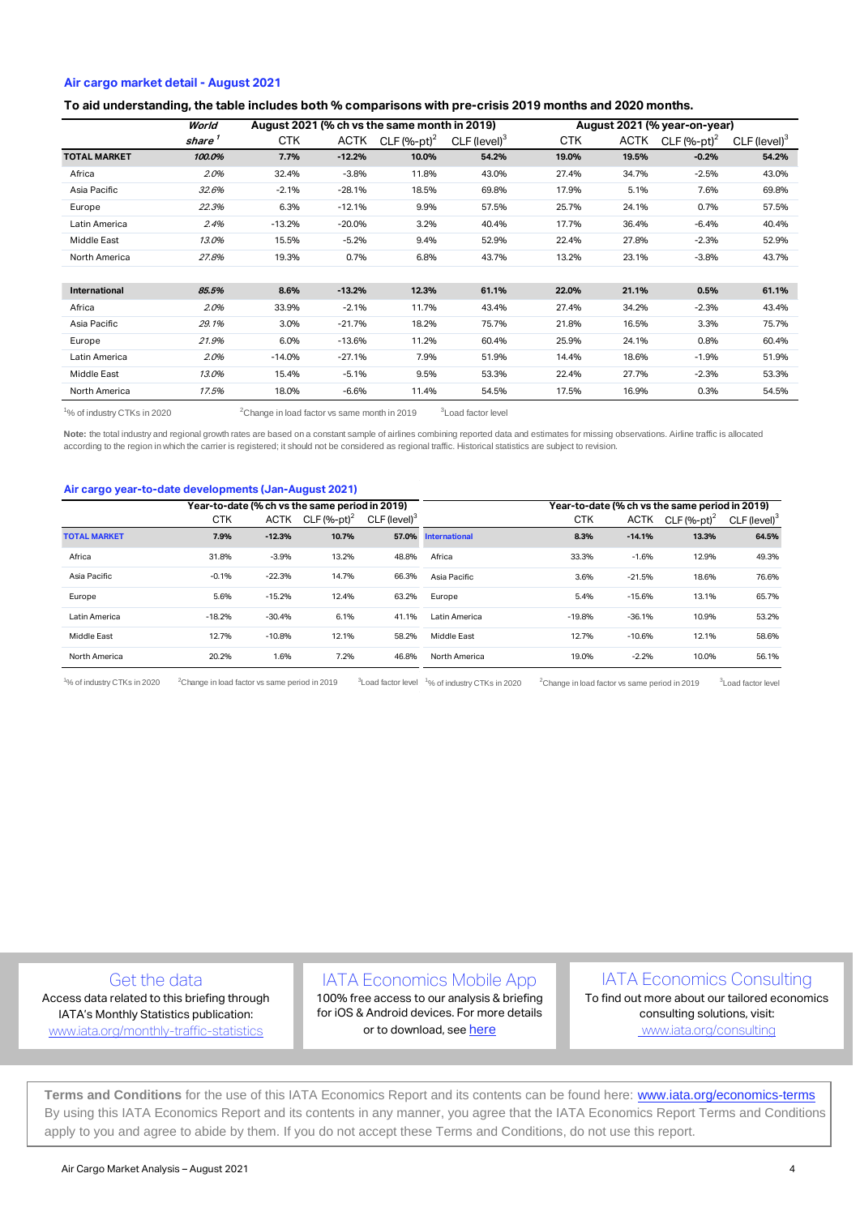### Air cargo market detail - August 2021

**To aid understanding, the table includes both % comparisons with pre-crisis 2019 months and 2020 months.**

| | World share [1] | August 2021 (% ch vs the same month in 2019) | | | | August 2021 (% year-on-year) | | | |
|---|---|---|---|---|---|---|---|---|---|
| | | CTK | ACTK | CLF (%-pt) [2] | CLF (level) [3] | CTK | ACTK | CLF (%-pt) [2] | CLF (level) [3] |
| **TOTAL MARKET** | *100.0%* | 7.7% | -12.2% | 10.0% | 54.2% | 19.0% | 19.5% | -0.2% | 54.2% |
| Africa | *2.0%* | 32.4% | -3.8% | 11.8% | 43.0% | 27.4% | 34.7% | -2.5% | 43.0% |
| Asia Pacific | *32.6%* | -2.1% | -28.1% | 18.5% | 69.8% | 17.9% | 5.1% | 7.6% | 69.8% |
| Europe | *22.3%* | 6.3% | -12.1% | 9.9% | 57.5% | 25.7% | 24.1% | 0.7% | 57.5% |
| Latin America | *2.4%* | -13.2% | -20.0% | 3.2% | 40.4% | 17.7% | 36.4% | -6.4% | 40.4% |
| Middle East | *13.0%* | 15.5% | -5.2% | 9.4% | 52.9% | 22.4% | 27.8% | -2.3% | 52.9% |
| North America | *27.8%* | 19.3% | 0.7% | 6.8% | 43.7% | 13.2% | 23.1% | -3.8% | 43.7% |
| **International** | *85.5%* | 8.6% | -13.2% | 12.3% | 61.1% | 22.0% | 21.1% | 0.5% | 61.1% |
| Africa | *2.0%* | 33.9% | -2.1% | 11.7% | 43.4% | 27.4% | 34.2% | -2.3% | 43.4% |
| Asia Pacific | *29.1%* | 3.0% | -21.7% | 18.2% | 75.7% | 21.8% | 16.5% | 3.3% | 75.7% |
| Europe | *21.9%* | 6.0% | -13.6% | 11.2% | 60.4% | 25.9% | 24.1% | 0.8% | 60.4% |
| Latin America | *2.0%* | -14.0% | -27.1% | 7.9% | 51.9% | 14.4% | 18.6% | -1.9% | 51.9% |
| Middle East | *13.0%* | 15.4% | -5.1% | 9.5% | 53.3% | 22.4% | 27.7% | -2.3% | 53.3% |
| North America | *17.5%* | 18.0% | -6.6% | 11.4% | 54.5% | 17.5% | 16.9% | 0.3% | 54.5% |

[1]% of industry CTKs in 2020 [2]Change in load factor vs same month in 2019 [3]Load factor level

**Note:** the total industry and regional growth rates are based on a constant sample of airlines combining reported data and estimates for missing observations. Airline traffic is allocated according to the region in which the carrier is registered; it should not be considered as regional traffic. Historical statistics are subject to revision.

### Air cargo year-to-date developments (Jan-August 2021)

| | Year-to-date (% ch vs the same period in 2019) | | | | | Year-to-date (% ch vs the same period in 2019) | | | |
|---|---|---|---|---|---|---|---|---|---|
| | CTK | ACTK | CLF (%-pt) [2] | CLF (level) [3] | | CTK | ACTK | CLF (%-pt) [2] | CLF (level) [3] |
| **TOTAL MARKET** | 7.9% | -12.3% | 10.7% | 57.0% | **International** | 8.3% | -14.1% | 13.3% | 64.5% |
| Africa | 31.8% | -3.9% | 13.2% | 48.8% | Africa | 33.3% | -1.6% | 12.9% | 49.3% |
| Asia Pacific | -0.1% | -22.3% | 14.7% | 66.3% | Asia Pacific | 3.6% | -21.5% | 18.6% | 76.6% |
| Europe | 5.6% | -15.2% | 12.4% | 63.2% | Europe | 5.4% | -15.6% | 13.1% | 65.7% |
| Latin America | -18.2% | -30.4% | 6.1% | 41.1% | Latin America | -19.8% | -36.1% | 10.9% | 53.2% |
| Middle East | 12.7% | -10.8% | 12.1% | 58.2% | Middle East | 12.7% | -10.6% | 12.1% | 58.6% |
| North America | 20.2% | 1.6% | 7.2% | 46.8% | North America | 19.0% | -2.2% | 10.0% | 56.1% |

[1]% of industry CTKs in 2020 [2]Change in load factor vs same period in 2019 [3]Load factor level [1]% of industry CTKs in 2020 [2]Change in load factor vs same period in 2019 [3]Load factor level

**Get the data**
Access data related to this briefing through IATA's Monthly Statistics publication:
www.iata.org/monthly-traffic-statistics

**IATA Economics Mobile App**
100% free access to our analysis & briefing for iOS & Android devices. For more details or to download, see here

**IATA Economics Consulting**
To find out more about our tailored economics consulting solutions, visit:
www.iata.org/consulting

**Terms and Conditions** for the use of this IATA Economics Report and its contents can be found here: www.iata.org/economics-terms
By using this IATA Economics Report and its contents in any manner, you agree that the IATA Economics Report Terms and Conditions apply to you and agree to abide by them. If you do not accept these Terms and Conditions, do not use this report.